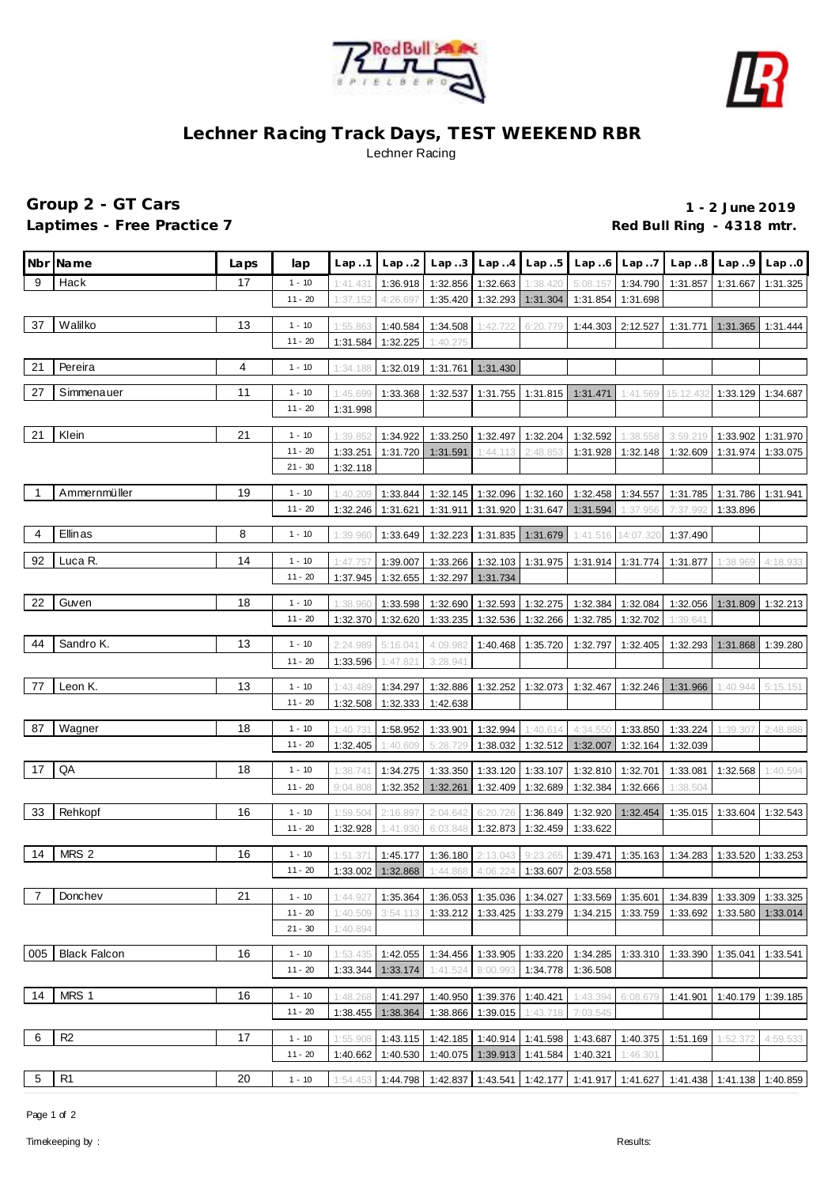# Lechner Racing Track Days, TEST WEEKEND RBR

Lechner Racing

## Group 2 - GT Cars

**Laptimes - Free Practice 7**

**1 - 2 June 2019**

**Red Bull Ring - 4318 mtr.**

| Nbr | Name | Laps | lap | Lap..1 | Lap..2 | Lap..3 | Lap..4 | Lap..5 | Lap..6 | Lap..7 | Lap..8 | Lap..9 | Lap..0 |
|---|---|---|---|---|---|---|---|---|---|---|---|---|---|
| 9 | Hack | 17 | 1 - 10 | 1:41.431 | 1:36.918 | 1:32.856 | 1:32.663 | 1:38.420 | 5:08.157 | 1:34.790 | 1:31.857 | 1:31.667 | 1:31.325 |
| | | | 11 - 20 | 1:37.152 | 4:26.697 | 1:35.420 | 1:32.293 | 1:31.304 | 1:31.854 | 1:31.698 | | | |
| 37 | Walilko | 13 | 1 - 10 | 1:55.863 | 1:40.584 | 1:34.508 | 1:42.722 | 6:20.779 | 1:44.303 | 2:12.527 | 1:31.771 | 1:31.365 | 1:31.444 |
| | | | 11 - 20 | 1:31.584 | 1:32.225 | 1:40.275 | | | | | | | |
| 21 | Pereira | 4 | 1 - 10 | 1:34.188 | 1:32.019 | 1:31.761 | 1:31.430 | | | | | | |
| 27 | Simmenauer | 11 | 1 - 10 | 1:45.699 | 1:33.368 | 1:32.537 | 1:31.755 | 1:31.815 | 1:31.471 | 1:41.569 | 15:12.432 | 1:33.129 | 1:34.687 |
| | | | 11 - 20 | 1:31.998 | | | | | | | | | |
| 21 | Klein | 21 | 1 - 10 | 1:39.852 | 1:34.922 | 1:33.250 | 1:32.497 | 1:32.204 | 1:32.592 | 1:38.558 | 3:59.219 | 1:33.902 | 1:31.970 |
| | | | 11 - 20 | 1:33.251 | 1:31.720 | 1:31.591 | 1:44.113 | 2:48.853 | 1:31.928 | 1:32.148 | 1:32.609 | 1:31.974 | 1:33.075 |
| | | | 21 - 30 | 1:32.118 | | | | | | | | | |
| 1 | Ammernmüller | 19 | 1 - 10 | 1:40.209 | 1:33.844 | 1:32.145 | 1:32.096 | 1:32.160 | 1:32.458 | 1:34.557 | 1:31.785 | 1:31.786 | 1:31.941 |
| | | | 11 - 20 | 1:32.246 | 1:31.621 | 1:31.911 | 1:31.920 | 1:31.647 | 1:31.594 | 1:37.956 | 7:37.992 | 1:33.896 | |
| 4 | Ellinas | 8 | 1 - 10 | 1:39.960 | 1:33.649 | 1:32.223 | 1:31.835 | 1:31.679 | 1:41.516 | 14:07.320 | 1:37.490 | | |
| 92 | Luca R. | 14 | 1 - 10 | 1:47.757 | 1:39.007 | 1:33.266 | 1:32.103 | 1:31.975 | 1:31.914 | 1:31.774 | 1:31.877 | 1:38.969 | 4:18.933 |
| | | | 11 - 20 | 1:37.945 | 1:32.655 | 1:32.297 | 1:31.734 | | | | | | |
| 22 | Guven | 18 | 1 - 10 | 1:38.960 | 1:33.598 | 1:32.690 | 1:32.593 | 1:32.275 | 1:32.384 | 1:32.084 | 1:32.056 | 1:31.809 | 1:32.213 |
| | | | 11 - 20 | 1:32.370 | 1:32.620 | 1:33.235 | 1:32.536 | 1:32.266 | 1:32.785 | 1:32.702 | 1:39.641 | | |
| 44 | Sandro K. | 13 | 1 - 10 | 2:24.989 | 5:16.041 | 4:09.982 | 1:40.468 | 1:35.720 | 1:32.797 | 1:32.405 | 1:32.293 | 1:31.868 | 1:39.280 |
| | | | 11 - 20 | 1:33.596 | 1:47.821 | 3:28.941 | | | | | | | |
| 77 | Leon K. | 13 | 1 - 10 | 1:43.489 | 1:34.297 | 1:32.886 | 1:32.252 | 1:32.073 | 1:32.467 | 1:32.246 | 1:31.966 | 1:40.944 | 5:15.151 |
| | | | 11 - 20 | 1:32.508 | 1:32.333 | 1:42.638 | | | | | | | |
| 87 | Wagner | 18 | 1 - 10 | 1:40.731 | 1:58.952 | 1:33.901 | 1:32.994 | 1:40.614 | 4:34.550 | 1:33.850 | 1:33.224 | 1:39.307 | 2:48.888 |
| | | | 11 - 20 | 1:32.405 | 1:40.609 | 5:28.729 | 1:38.032 | 1:32.512 | 1:32.007 | 1:32.164 | 1:32.039 | | |
| 17 | QA | 18 | 1 - 10 | 1:38.741 | 1:34.275 | 1:33.350 | 1:33.120 | 1:33.107 | 1:32.810 | 1:32.701 | 1:33.081 | 1:32.568 | 1:40.594 |
| | | | 11 - 20 | 9:04.808 | 1:32.352 | 1:32.261 | 1:32.409 | 1:32.689 | 1:32.384 | 1:32.666 | 1:38.504 | | |
| 33 | Rehkopf | 16 | 1 - 10 | 1:59.504 | 2:16.897 | 2:04.642 | 6:20.726 | 1:36.849 | 1:32.920 | 1:32.454 | 1:35.015 | 1:33.604 | 1:32.543 |
| | | | 11 - 20 | 1:32.928 | 1:41.930 | 6:03.848 | 1:32.873 | 1:32.459 | 1:33.622 | | | | |
| 14 | MRS 2 | 16 | 1 - 10 | 1:51.371 | 1:45.177 | 1:36.180 | 2:13.043 | 9:23.265 | 1:39.471 | 1:35.163 | 1:34.283 | 1:33.520 | 1:33.253 |
| | | | 11 - 20 | 1:33.002 | 1:32.868 | 1:44.868 | 4:06.224 | 1:33.607 | 2:03.558 | | | | |
| 7 | Donchev | 21 | 1 - 10 | 1:44.927 | 1:35.364 | 1:36.053 | 1:35.036 | 1:34.027 | 1:33.569 | 1:35.601 | 1:34.839 | 1:33.309 | 1:33.325 |
| | | | 11 - 20 | 1:40.509 | 3:54.113 | 1:33.212 | 1:33.425 | 1:33.279 | 1:34.215 | 1:33.759 | 1:33.692 | 1:33.580 | 1:33.014 |
| | | | 21 - 30 | 1:40.894 | | | | | | | | | |
| 005 | Black Falcon | 16 | 1 - 10 | 1:53.435 | 1:42.055 | 1:34.456 | 1:33.905 | 1:33.220 | 1:34.285 | 1:33.310 | 1:33.390 | 1:35.041 | 1:33.541 |
| | | | 11 - 20 | 1:33.344 | 1:33.174 | 1:41.524 | 8:00.993 | 1:34.778 | 1:36.508 | | | | |
| 14 | MRS 1 | 16 | 1 - 10 | 1:48.268 | 1:41.297 | 1:40.950 | 1:39.376 | 1:40.421 | 1:43.394 | 6:08.679 | 1:41.901 | 1:40.179 | 1:39.185 |
| | | | 11 - 20 | 1:38.455 | 1:38.364 | 1:38.866 | 1:39.015 | 1:43.718 | 7:03.545 | | | | |
| 6 | R2 | 17 | 1 - 10 | 1:55.908 | 1:43.115 | 1:42.185 | 1:40.914 | 1:41.598 | 1:43.687 | 1:40.375 | 1:51.169 | 1:52.372 | 4:59.533 |
| | | | 11 - 20 | 1:40.662 | 1:40.530 | 1:40.075 | 1:39.913 | 1:41.584 | 1:40.321 | 1:46.301 | | | |
| 5 | R1 | 20 | 1 - 10 | 1:54.453 | 1:44.798 | 1:42.837 | 1:43.541 | 1:42.177 | 1:41.917 | 1:41.627 | 1:41.438 | 1:41.138 | 1:40.859 |

Timekeeping by :

Results: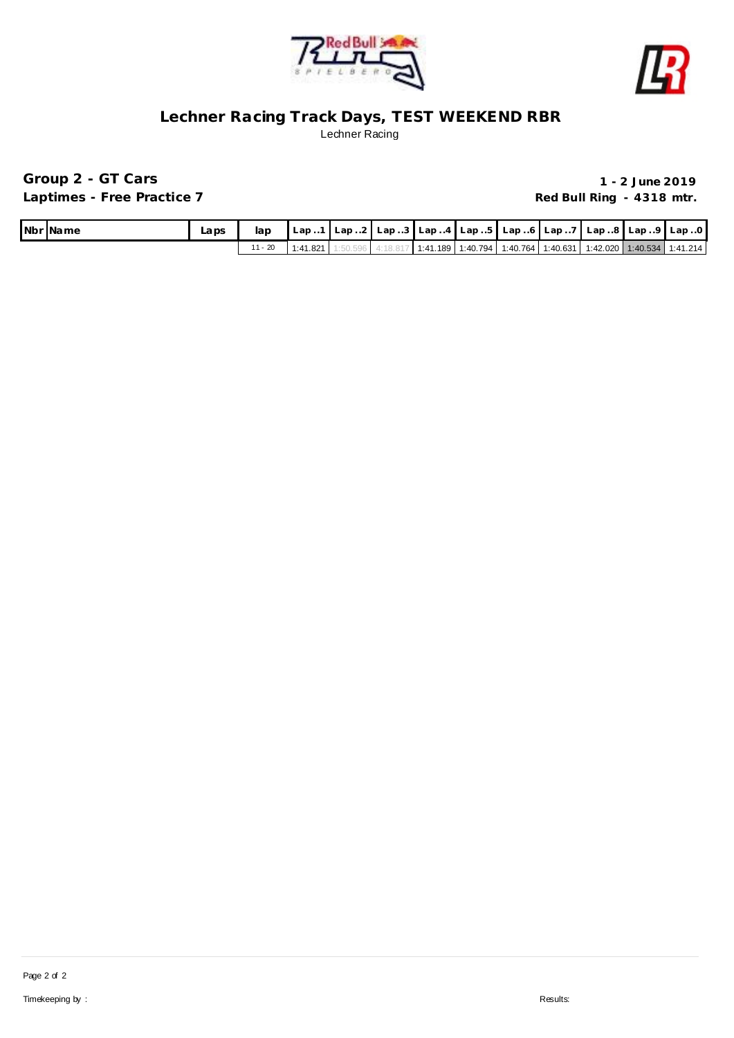# Lechner Racing Track Days, TEST WEEKEND RBR

Lechner Racing

**Group 2 - GT Cars**
**Laptimes - Free Practice 7**

**1 - 2 June 2019**
**Red Bull Ring - 4318 mtr.**

| Nbr | Name | Laps | lap | Lap ..1 | Lap ..2 | Lap ..3 | Lap ..4 | Lap ..5 | Lap ..6 | Lap ..7 | Lap ..8 | Lap ..9 | Lap ..0 |
|---|---|---|---|---|---|---|---|---|---|---|---|---|---|
| | | | 11 - 20 | 1:41.821 | 1:50.596 | 4:18.817 | 1:41.189 | 1:40.794 | 1:40.764 | 1:40.631 | 1:42.020 | 1:40.534 | 1:41.214 |

Timekeeping by :

Results: